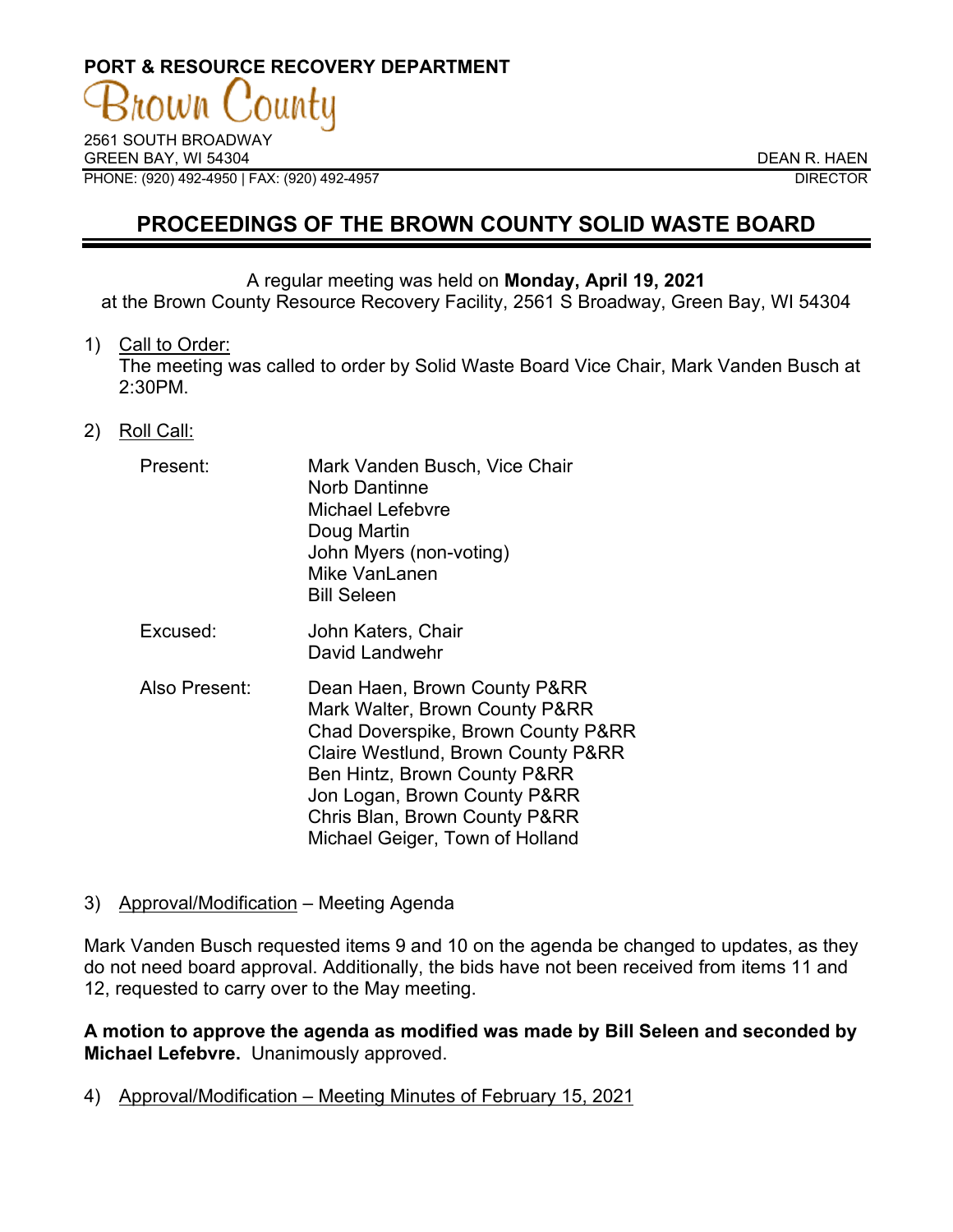**PORT & RESOURCE RECOVERY DEPARTMENT**

Brown County

2561 SOUTH BROADWAY
GREEN BAY, WI 54304
PHONE: (920) 492-4950 | FAX: (920) 492-4957

DEAN R. HAEN
DIRECTOR

# PROCEEDINGS OF THE BROWN COUNTY SOLID WASTE BOARD

A regular meeting was held on **Monday, April 19, 2021**
at the Brown County Resource Recovery Facility, 2561 S Broadway, Green Bay, WI 54304

1) Call to Order:
The meeting was called to order by Solid Waste Board Vice Chair, Mark Vanden Busch at 2:30PM.

2) Roll Call:

| | |
|---|---|
| Present: | Mark Vanden Busch, Vice Chair<br>Norb Dantinne<br>Michael Lefebvre<br>Doug Martin<br>John Myers (non-voting)<br>Mike VanLanen<br>Bill Seleen |
| Excused: | John Katers, Chair<br>David Landwehr |
| Also Present: | Dean Haen, Brown County P&RR<br>Mark Walter, Brown County P&RR<br>Chad Doverspike, Brown County P&RR<br>Claire Westlund, Brown County P&RR<br>Ben Hintz, Brown County P&RR<br>Jon Logan, Brown County P&RR<br>Chris Blan, Brown County P&RR<br>Michael Geiger, Town of Holland |

3) Approval/Modification – Meeting Agenda

Mark Vanden Busch requested items 9 and 10 on the agenda be changed to updates, as they do not need board approval. Additionally, the bids have not been received from items 11 and 12, requested to carry over to the May meeting.

**A motion to approve the agenda as modified was made by Bill Seleen and seconded by Michael Lefebvre.** Unanimously approved.

4) Approval/Modification – Meeting Minutes of February 15, 2021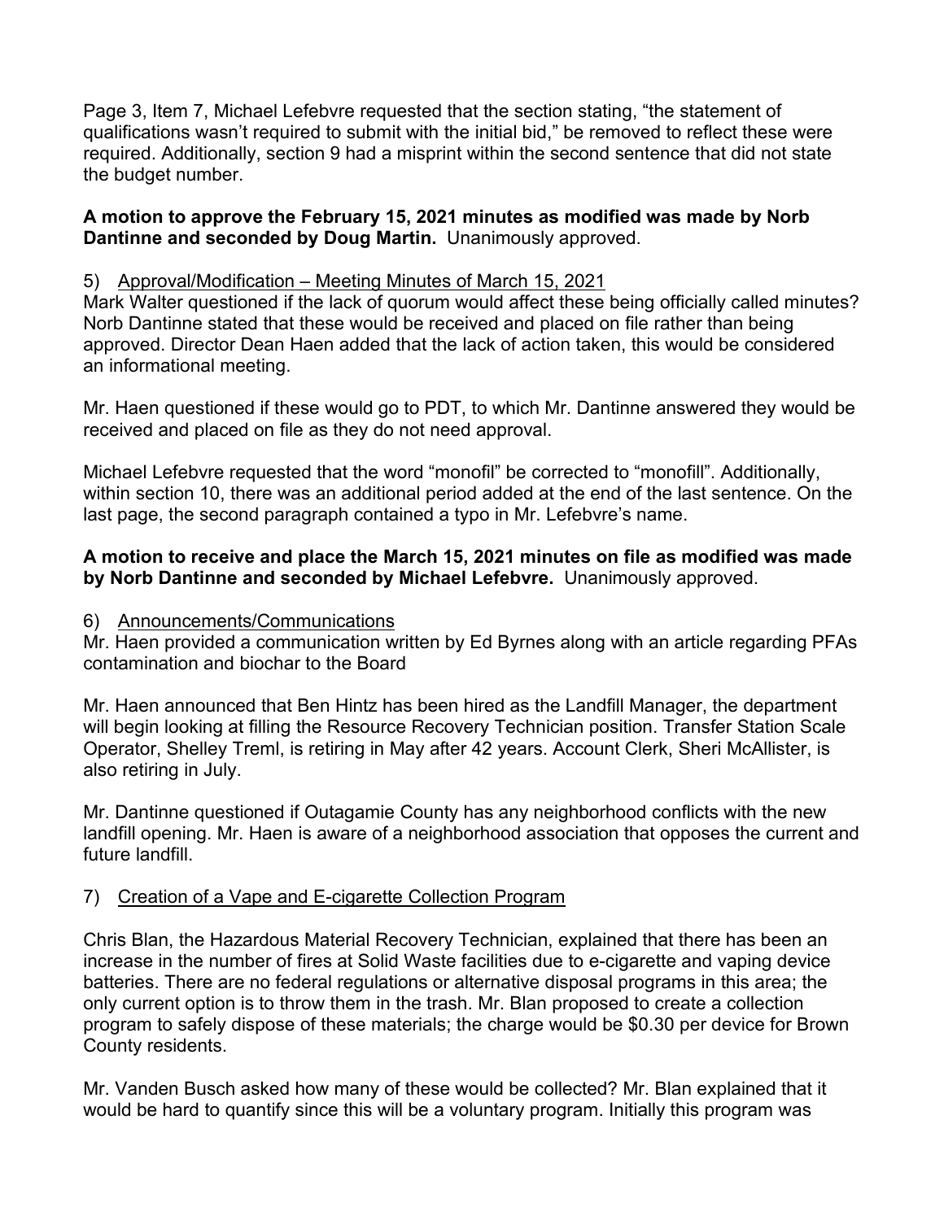Page 3, Item 7, Michael Lefebvre requested that the section stating, "the statement of qualifications wasn't required to submit with the initial bid," be removed to reflect these were required. Additionally, section 9 had a misprint within the second sentence that did not state the budget number.

**A motion to approve the February 15, 2021 minutes as modified was made by Norb Dantinne and seconded by Doug Martin.** Unanimously approved.

5) Approval/Modification – Meeting Minutes of March 15, 2021

Mark Walter questioned if the lack of quorum would affect these being officially called minutes? Norb Dantinne stated that these would be received and placed on file rather than being approved. Director Dean Haen added that the lack of action taken, this would be considered an informational meeting.

Mr. Haen questioned if these would go to PDT, to which Mr. Dantinne answered they would be received and placed on file as they do not need approval.

Michael Lefebvre requested that the word "monofil" be corrected to "monofill". Additionally, within section 10, there was an additional period added at the end of the last sentence. On the last page, the second paragraph contained a typo in Mr. Lefebvre's name.

**A motion to receive and place the March 15, 2021 minutes on file as modified was made by Norb Dantinne and seconded by Michael Lefebvre.** Unanimously approved.

6) Announcements/Communications

Mr. Haen provided a communication written by Ed Byrnes along with an article regarding PFAs contamination and biochar to the Board

Mr. Haen announced that Ben Hintz has been hired as the Landfill Manager, the department will begin looking at filling the Resource Recovery Technician position. Transfer Station Scale Operator, Shelley Treml, is retiring in May after 42 years. Account Clerk, Sheri McAllister, is also retiring in July.

Mr. Dantinne questioned if Outagamie County has any neighborhood conflicts with the new landfill opening. Mr. Haen is aware of a neighborhood association that opposes the current and future landfill.

7) Creation of a Vape and E-cigarette Collection Program

Chris Blan, the Hazardous Material Recovery Technician, explained that there has been an increase in the number of fires at Solid Waste facilities due to e-cigarette and vaping device batteries. There are no federal regulations or alternative disposal programs in this area; the only current option is to throw them in the trash. Mr. Blan proposed to create a collection program to safely dispose of these materials; the charge would be $0.30 per device for Brown County residents.

Mr. Vanden Busch asked how many of these would be collected? Mr. Blan explained that it would be hard to quantify since this will be a voluntary program. Initially this program was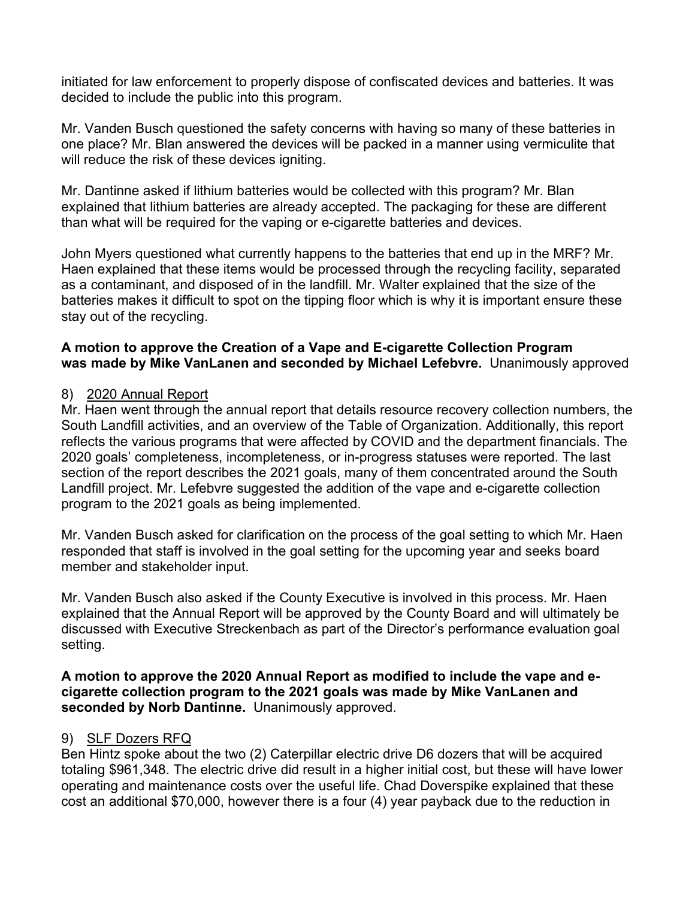initiated for law enforcement to properly dispose of confiscated devices and batteries. It was decided to include the public into this program.

Mr. Vanden Busch questioned the safety concerns with having so many of these batteries in one place? Mr. Blan answered the devices will be packed in a manner using vermiculite that will reduce the risk of these devices igniting.

Mr. Dantinne asked if lithium batteries would be collected with this program? Mr. Blan explained that lithium batteries are already accepted. The packaging for these are different than what will be required for the vaping or e-cigarette batteries and devices.

John Myers questioned what currently happens to the batteries that end up in the MRF? Mr. Haen explained that these items would be processed through the recycling facility, separated as a contaminant, and disposed of in the landfill. Mr. Walter explained that the size of the batteries makes it difficult to spot on the tipping floor which is why it is important ensure these stay out of the recycling.

**A motion to approve the Creation of a Vape and E-cigarette Collection Program was made by Mike VanLanen and seconded by Michael Lefebvre.** Unanimously approved

8) <u>2020 Annual Report</u>

Mr. Haen went through the annual report that details resource recovery collection numbers, the South Landfill activities, and an overview of the Table of Organization. Additionally, this report reflects the various programs that were affected by COVID and the department financials. The 2020 goals' completeness, incompleteness, or in-progress statuses were reported. The last section of the report describes the 2021 goals, many of them concentrated around the South Landfill project. Mr. Lefebvre suggested the addition of the vape and e-cigarette collection program to the 2021 goals as being implemented.

Mr. Vanden Busch asked for clarification on the process of the goal setting to which Mr. Haen responded that staff is involved in the goal setting for the upcoming year and seeks board member and stakeholder input.

Mr. Vanden Busch also asked if the County Executive is involved in this process. Mr. Haen explained that the Annual Report will be approved by the County Board and will ultimately be discussed with Executive Streckenbach as part of the Director's performance evaluation goal setting.

**A motion to approve the 2020 Annual Report as modified to include the vape and e-cigarette collection program to the 2021 goals was made by Mike VanLanen and seconded by Norb Dantinne.** Unanimously approved.

9) <u>SLF Dozers RFQ</u>

Ben Hintz spoke about the two (2) Caterpillar electric drive D6 dozers that will be acquired totaling $961,348. The electric drive did result in a higher initial cost, but these will have lower operating and maintenance costs over the useful life. Chad Doverspike explained that these cost an additional $70,000, however there is a four (4) year payback due to the reduction in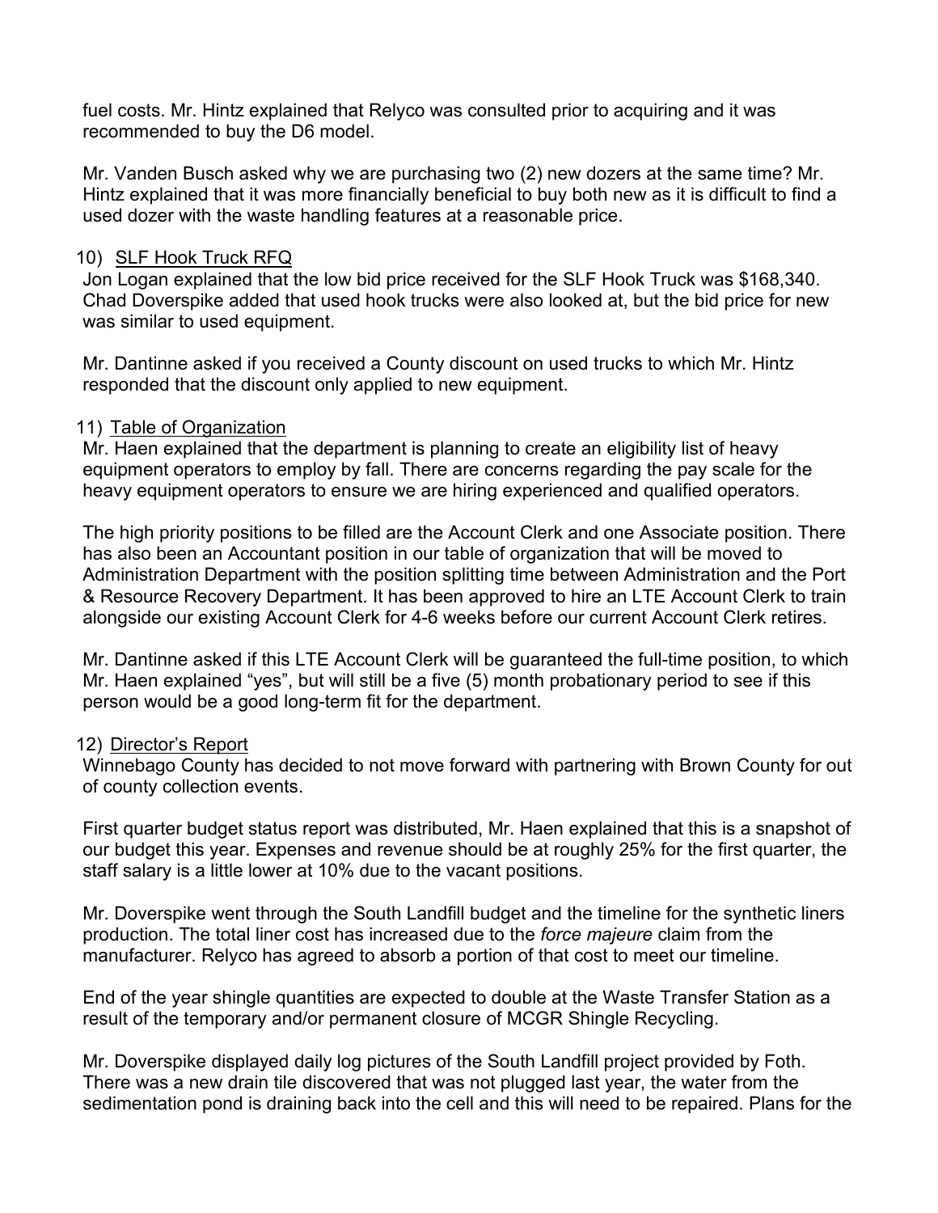fuel costs. Mr. Hintz explained that Relyco was consulted prior to acquiring and it was recommended to buy the D6 model.

Mr. Vanden Busch asked why we are purchasing two (2) new dozers at the same time? Mr. Hintz explained that it was more financially beneficial to buy both new as it is difficult to find a used dozer with the waste handling features at a reasonable price.

10) <u>SLF Hook Truck RFQ</u>

Jon Logan explained that the low bid price received for the SLF Hook Truck was $168,340. Chad Doverspike added that used hook trucks were also looked at, but the bid price for new was similar to used equipment.

Mr. Dantinne asked if you received a County discount on used trucks to which Mr. Hintz responded that the discount only applied to new equipment.

11) <u>Table of Organization</u>

Mr. Haen explained that the department is planning to create an eligibility list of heavy equipment operators to employ by fall. There are concerns regarding the pay scale for the heavy equipment operators to ensure we are hiring experienced and qualified operators.

The high priority positions to be filled are the Account Clerk and one Associate position. There has also been an Accountant position in our table of organization that will be moved to Administration Department with the position splitting time between Administration and the Port & Resource Recovery Department. It has been approved to hire an LTE Account Clerk to train alongside our existing Account Clerk for 4-6 weeks before our current Account Clerk retires.

Mr. Dantinne asked if this LTE Account Clerk will be guaranteed the full-time position, to which Mr. Haen explained "yes", but will still be a five (5) month probationary period to see if this person would be a good long-term fit for the department.

12) <u>Director's Report</u>

Winnebago County has decided to not move forward with partnering with Brown County for out of county collection events.

First quarter budget status report was distributed, Mr. Haen explained that this is a snapshot of our budget this year. Expenses and revenue should be at roughly 25% for the first quarter, the staff salary is a little lower at 10% due to the vacant positions.

Mr. Doverspike went through the South Landfill budget and the timeline for the synthetic liners production. The total liner cost has increased due to the *force majeure* claim from the manufacturer. Relyco has agreed to absorb a portion of that cost to meet our timeline.

End of the year shingle quantities are expected to double at the Waste Transfer Station as a result of the temporary and/or permanent closure of MCGR Shingle Recycling.

Mr. Doverspike displayed daily log pictures of the South Landfill project provided by Foth. There was a new drain tile discovered that was not plugged last year, the water from the sedimentation pond is draining back into the cell and this will need to be repaired. Plans for the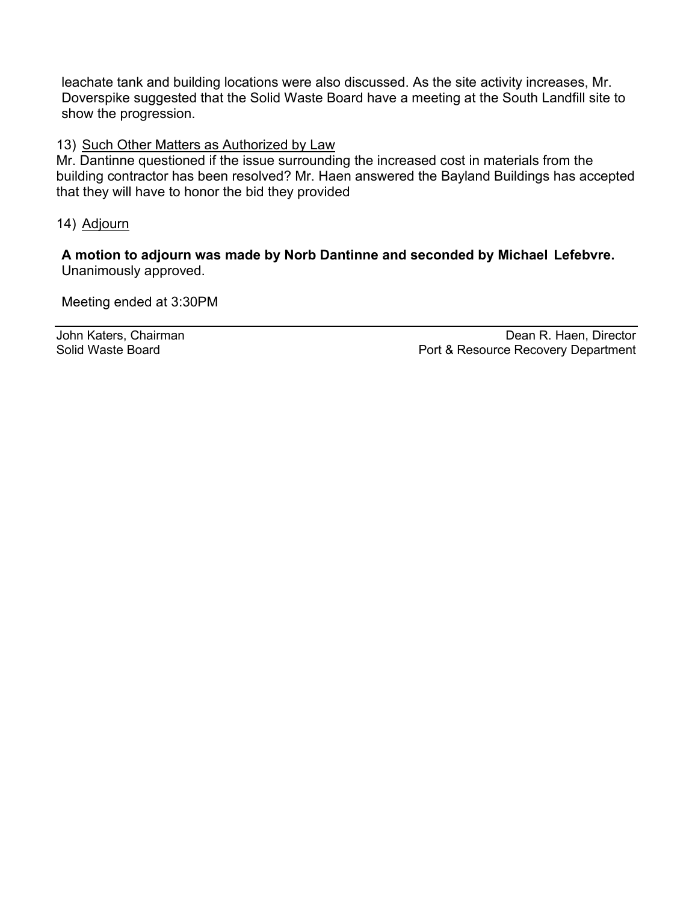leachate tank and building locations were also discussed. As the site activity increases, Mr. Doverspike suggested that the Solid Waste Board have a meeting at the South Landfill site to show the progression.

13) Such Other Matters as Authorized by Law

Mr. Dantinne questioned if the issue surrounding the increased cost in materials from the building contractor has been resolved? Mr. Haen answered the Bayland Buildings has accepted that they will have to honor the bid they provided

14) Adjourn

**A motion to adjourn was made by Norb Dantinne and seconded by Michael Lefebvre.** Unanimously approved.

Meeting ended at 3:30PM

John Katers, Chairman
Solid Waste Board

Dean R. Haen, Director
Port & Resource Recovery Department